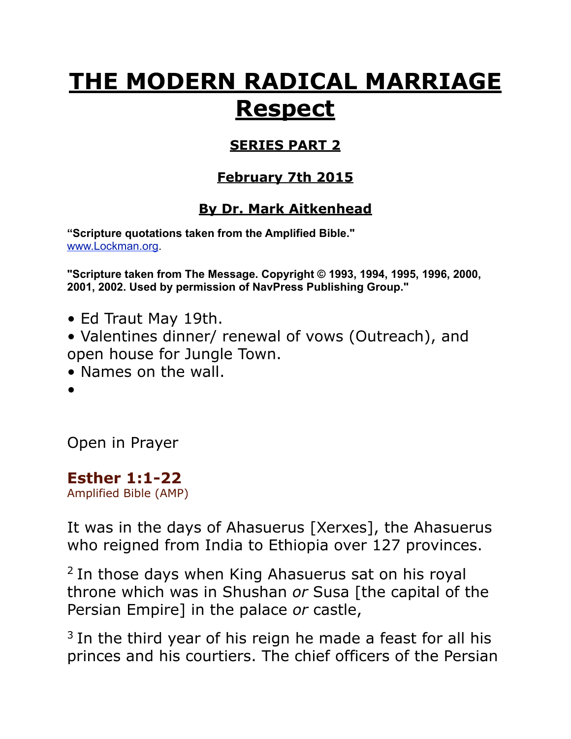# THE MODERN RADICAL MARRIAGE Respect

### SERIES PART 2

### February 7th 2015

### By Dr. Mark Aitkenhead

**"Scripture quotations taken from the Amplified Bible."**
www.Lockman.org.

**"Scripture taken from The Message. Copyright © 1993, 1994, 1995, 1996, 2000, 2001, 2002. Used by permission of NavPress Publishing Group."**

- Ed Traut May 19th.
- Valentines dinner/ renewal of vows (Outreach), and open house for Jungle Town.
- Names on the wall.
- 

Open in Prayer

## Esther 1:1-22
Amplified Bible (AMP)

It was in the days of Ahasuerus [Xerxes], the Ahasuerus who reigned from India to Ethiopia over 127 provinces.

[2] In those days when King Ahasuerus sat on his royal throne which was in Shushan *or* Susa [the capital of the Persian Empire] in the palace *or* castle,

[3] In the third year of his reign he made a feast for all his princes and his courtiers. The chief officers of the Persian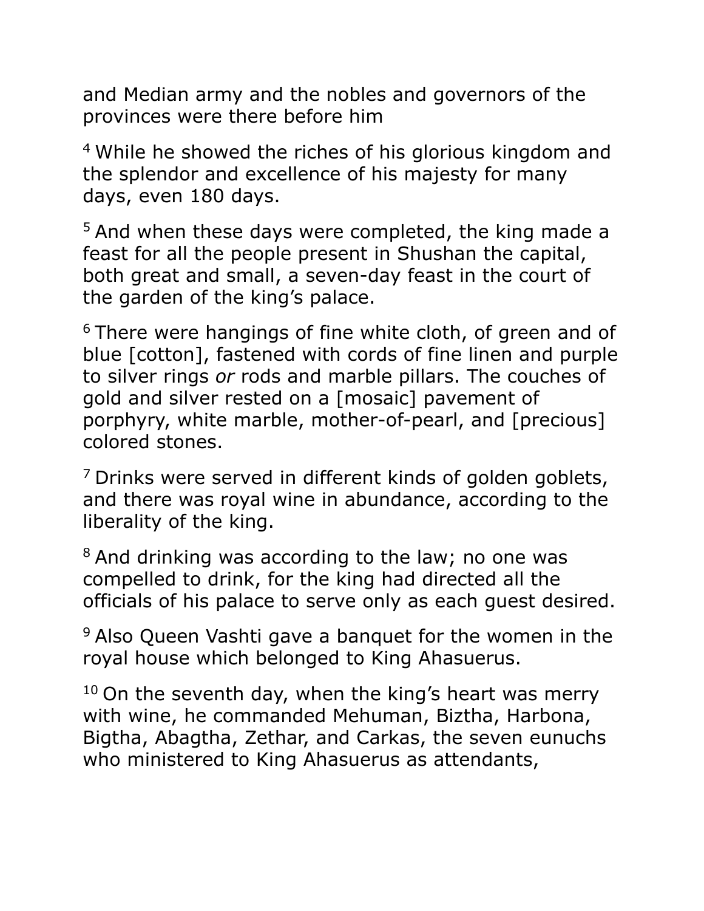and Median army and the nobles and governors of the provinces were there before him

[4] While he showed the riches of his glorious kingdom and the splendor and excellence of his majesty for many days, even 180 days.

[5] And when these days were completed, the king made a feast for all the people present in Shushan the capital, both great and small, a seven-day feast in the court of the garden of the king's palace.

[6] There were hangings of fine white cloth, of green and of blue [cotton], fastened with cords of fine linen and purple to silver rings *or* rods and marble pillars. The couches of gold and silver rested on a [mosaic] pavement of porphyry, white marble, mother-of-pearl, and [precious] colored stones.

[7] Drinks were served in different kinds of golden goblets, and there was royal wine in abundance, according to the liberality of the king.

[8] And drinking was according to the law; no one was compelled to drink, for the king had directed all the officials of his palace to serve only as each guest desired.

[9] Also Queen Vashti gave a banquet for the women in the royal house which belonged to King Ahasuerus.

[10] On the seventh day, when the king's heart was merry with wine, he commanded Mehuman, Biztha, Harbona, Bigtha, Abagtha, Zethar, and Carkas, the seven eunuchs who ministered to King Ahasuerus as attendants,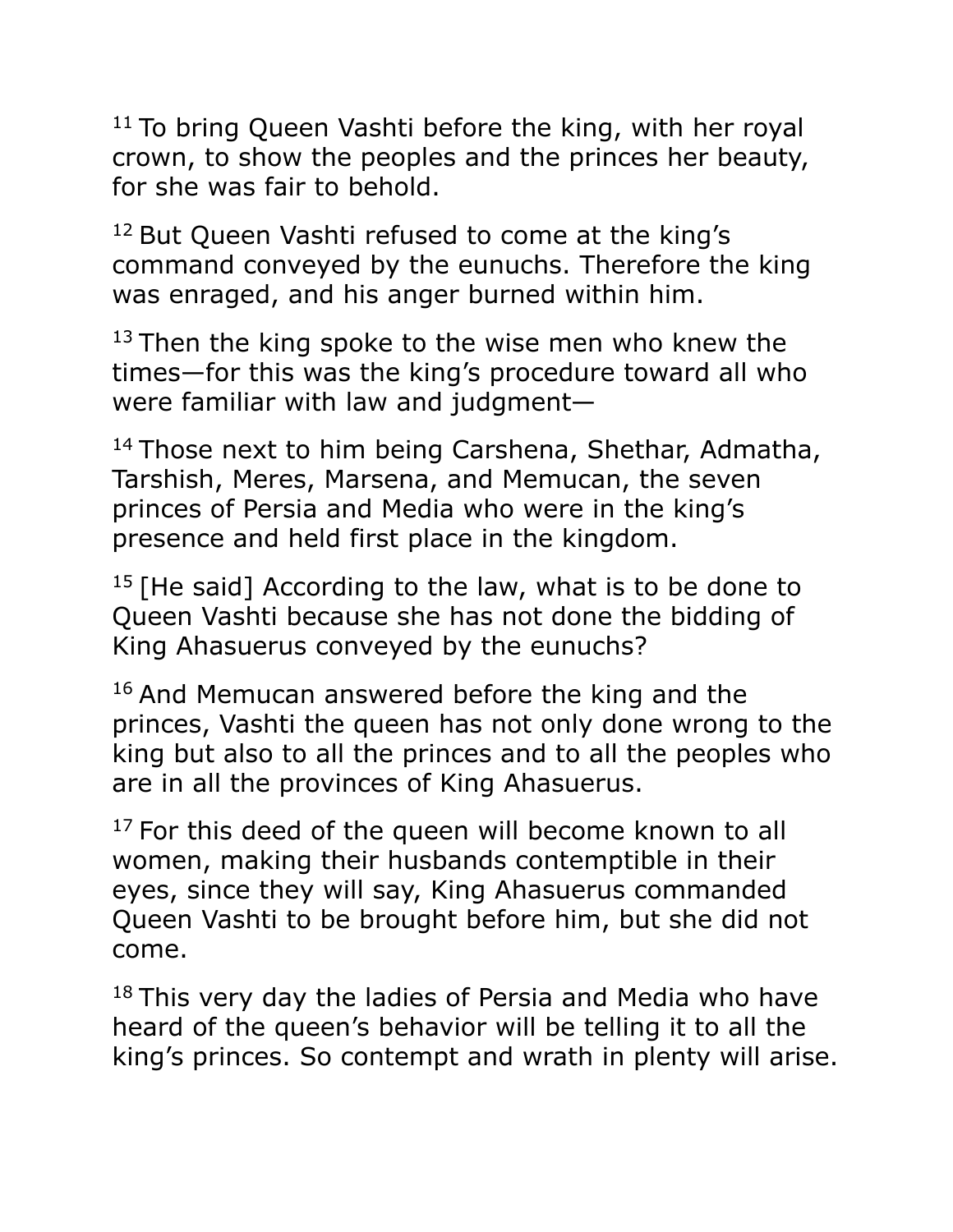[11] To bring Queen Vashti before the king, with her royal crown, to show the peoples and the princes her beauty, for she was fair to behold.

[12] But Queen Vashti refused to come at the king’s command conveyed by the eunuchs. Therefore the king was enraged, and his anger burned within him.

[13] Then the king spoke to the wise men who knew the times—for this was the king’s procedure toward all who were familiar with law and judgment—

[14] Those next to him being Carshena, Shethar, Admatha, Tarshish, Meres, Marsena, and Memucan, the seven princes of Persia and Media who were in the king’s presence and held first place in the kingdom.

[15] [He said] According to the law, what is to be done to Queen Vashti because she has not done the bidding of King Ahasuerus conveyed by the eunuchs?

[16] And Memucan answered before the king and the princes, Vashti the queen has not only done wrong to the king but also to all the princes and to all the peoples who are in all the provinces of King Ahasuerus.

[17] For this deed of the queen will become known to all women, making their husbands contemptible in their eyes, since they will say, King Ahasuerus commanded Queen Vashti to be brought before him, but she did not come.

[18] This very day the ladies of Persia and Media who have heard of the queen’s behavior will be telling it to all the king’s princes. So contempt and wrath in plenty will arise.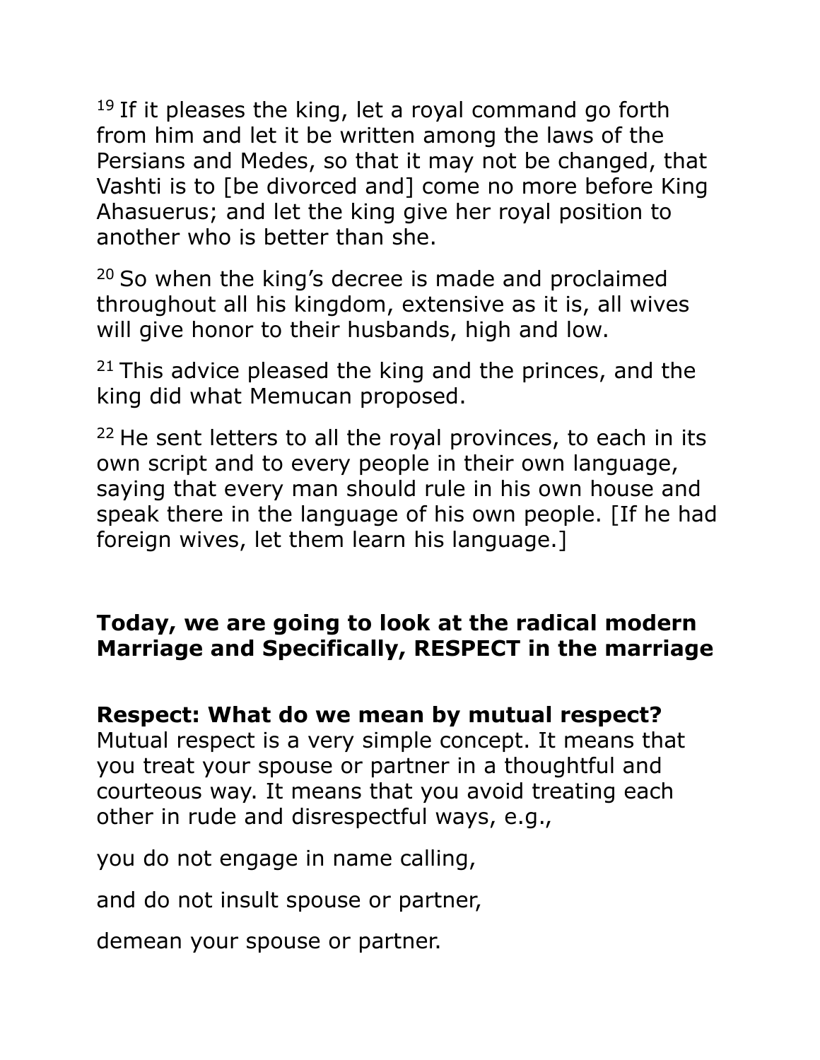[19] If it pleases the king, let a royal command go forth from him and let it be written among the laws of the Persians and Medes, so that it may not be changed, that Vashti is to [be divorced and] come no more before King Ahasuerus; and let the king give her royal position to another who is better than she.

[20] So when the king's decree is made and proclaimed throughout all his kingdom, extensive as it is, all wives will give honor to their husbands, high and low.

[21] This advice pleased the king and the princes, and the king did what Memucan proposed.

[22] He sent letters to all the royal provinces, to each in its own script and to every people in their own language, saying that every man should rule in his own house and speak there in the language of his own people. [If he had foreign wives, let them learn his language.]

**Today, we are going to look at the radical modern Marriage and Specifically, RESPECT in the marriage**

**Respect: What do we mean by mutual respect?**
Mutual respect is a very simple concept. It means that you treat your spouse or partner in a thoughtful and courteous way. It means that you avoid treating each other in rude and disrespectful ways, e.g.,

you do not engage in name calling,

and do not insult spouse or partner,

demean your spouse or partner.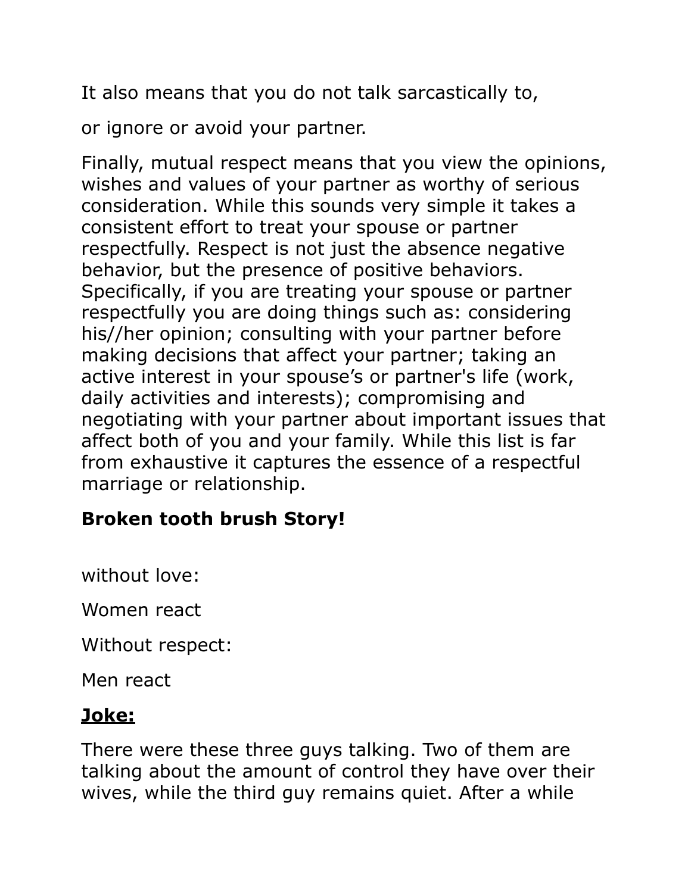It also means that you do not talk sarcastically to,

or ignore or avoid your partner.

Finally, mutual respect means that you view the opinions, wishes and values of your partner as worthy of serious consideration. While this sounds very simple it takes a consistent effort to treat your spouse or partner respectfully. Respect is not just the absence negative behavior, but the presence of positive behaviors. Specifically, if you are treating your spouse or partner respectfully you are doing things such as: considering his//her opinion; consulting with your partner before making decisions that affect your partner; taking an active interest in your spouse's or partner's life (work, daily activities and interests); compromising and negotiating with your partner about important issues that affect both of you and your family. While this list is far from exhaustive it captures the essence of a respectful marriage or relationship.

**Broken tooth brush Story!**

without love:

Women react

Without respect:

Men react

**<u>Joke:</u>**

There were these three guys talking. Two of them are talking about the amount of control they have over their wives, while the third guy remains quiet. After a while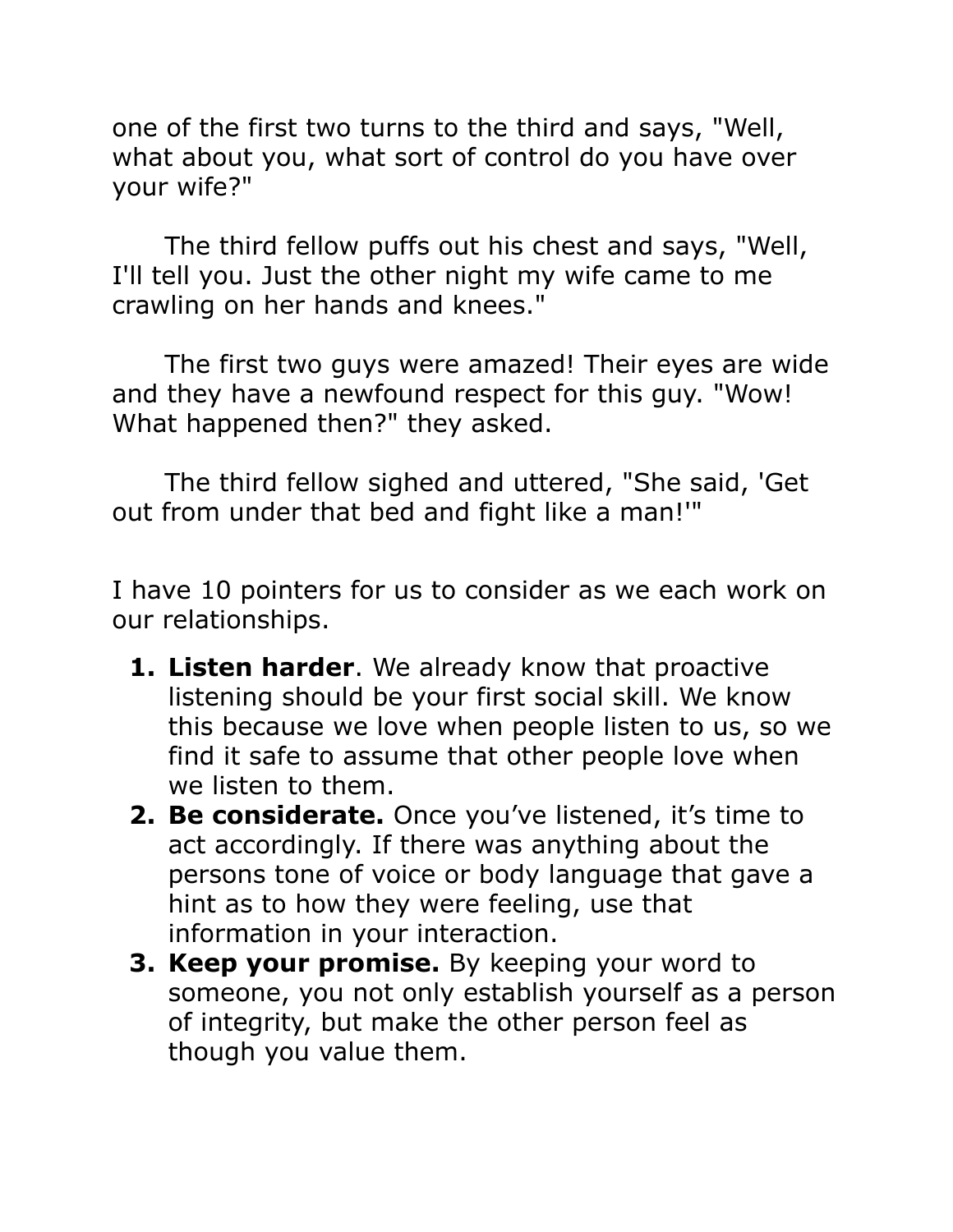one of the first two turns to the third and says, "Well, what about you, what sort of control do you have over your wife?"

The third fellow puffs out his chest and says, "Well, I'll tell you. Just the other night my wife came to me crawling on her hands and knees."

The first two guys were amazed! Their eyes are wide and they have a newfound respect for this guy. "Wow! What happened then?" they asked.

The third fellow sighed and uttered, "She said, 'Get out from under that bed and fight like a man!'"

I have 10 pointers for us to consider as we each work on our relationships.

1. **Listen harder**. We already know that proactive listening should be your first social skill. We know this because we love when people listen to us, so we find it safe to assume that other people love when we listen to them.
2. **Be considerate.** Once you've listened, it's time to act accordingly. If there was anything about the persons tone of voice or body language that gave a hint as to how they were feeling, use that information in your interaction.
3. **Keep your promise.** By keeping your word to someone, you not only establish yourself as a person of integrity, but make the other person feel as though you value them.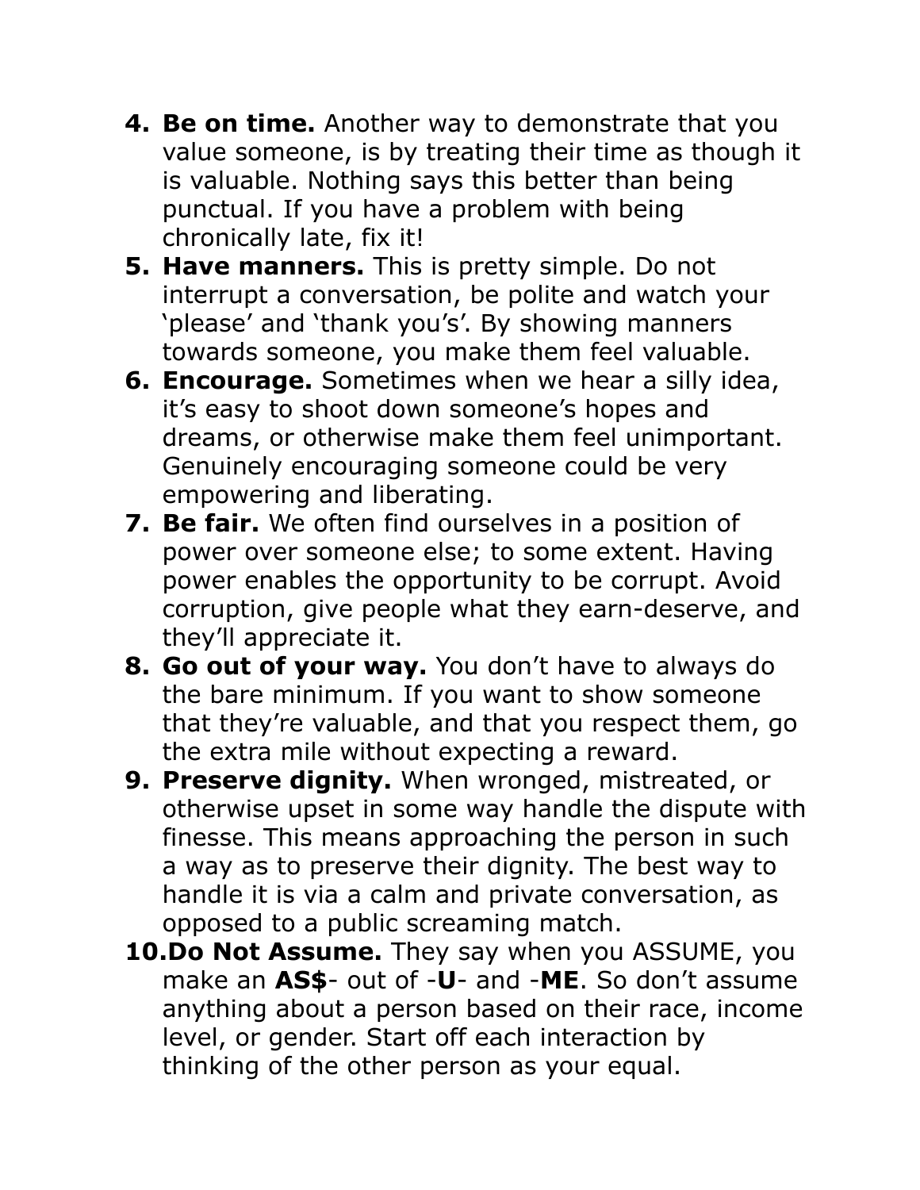4. **Be on time.** Another way to demonstrate that you value someone, is by treating their time as though it is valuable. Nothing says this better than being punctual. If you have a problem with being chronically late, fix it!
5. **Have manners.** This is pretty simple. Do not interrupt a conversation, be polite and watch your 'please' and 'thank you's'. By showing manners towards someone, you make them feel valuable.
6. **Encourage.** Sometimes when we hear a silly idea, it's easy to shoot down someone's hopes and dreams, or otherwise make them feel unimportant. Genuinely encouraging someone could be very empowering and liberating.
7. **Be fair.** We often find ourselves in a position of power over someone else; to some extent. Having power enables the opportunity to be corrupt. Avoid corruption, give people what they earn-deserve, and they'll appreciate it.
8. **Go out of your way.** You don't have to always do the bare minimum. If you want to show someone that they're valuable, and that you respect them, go the extra mile without expecting a reward.
9. **Preserve dignity.** When wronged, mistreated, or otherwise upset in some way handle the dispute with finesse. This means approaching the person in such a way as to preserve their dignity. The best way to handle it is via a calm and private conversation, as opposed to a public screaming match.
10. **Do Not Assume.** They say when you ASSUME, you make an **AS$**- out of -**U**- and -**ME**. So don't assume anything about a person based on their race, income level, or gender. Start off each interaction by thinking of the other person as your equal.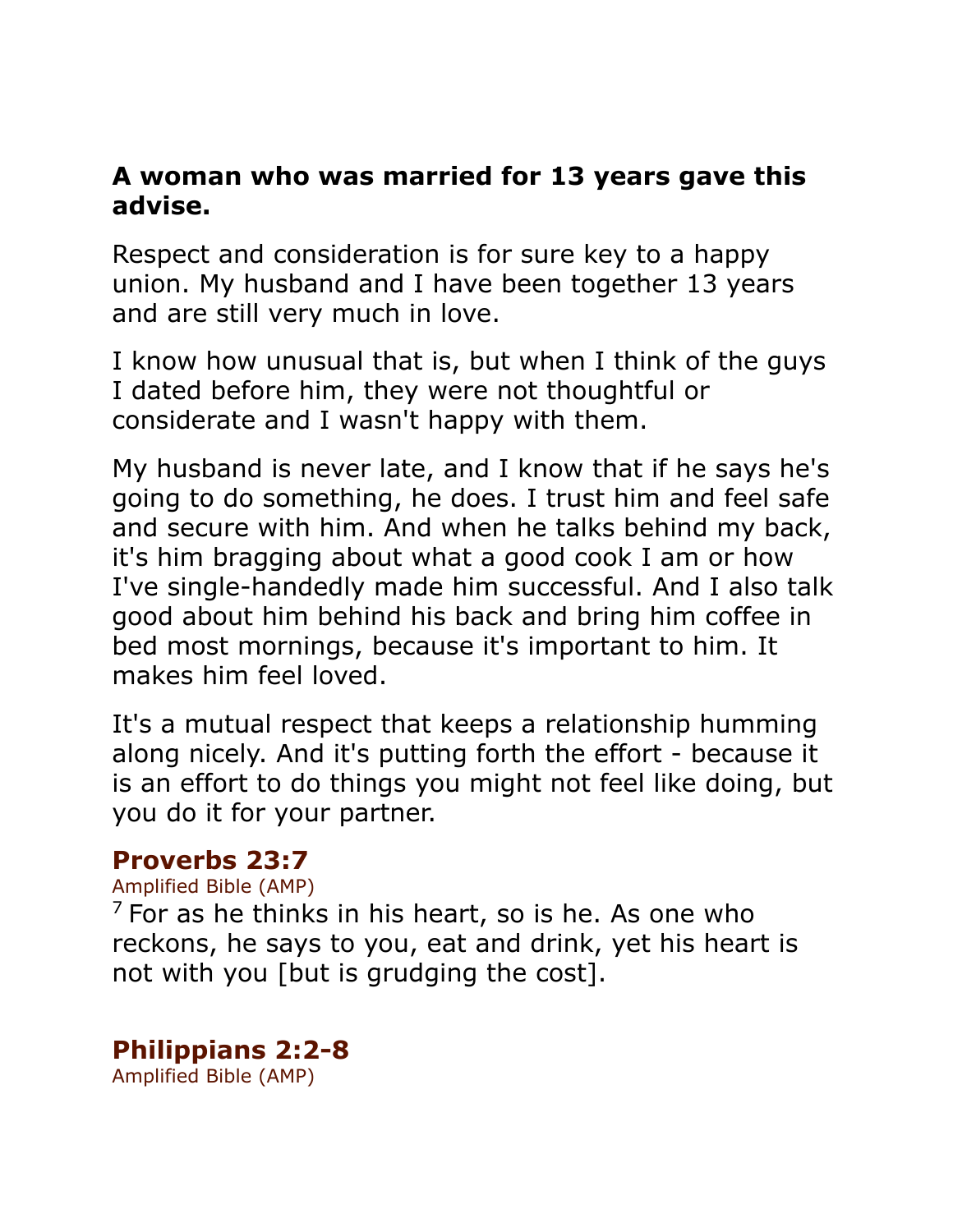**A woman who was married for 13 years gave this advise.**

Respect and consideration is for sure key to a happy union. My husband and I have been together 13 years and are still very much in love.

I know how unusual that is, but when I think of the guys I dated before him, they were not thoughtful or considerate and I wasn't happy with them.

My husband is never late, and I know that if he says he's going to do something, he does. I trust him and feel safe and secure with him. And when he talks behind my back, it's him bragging about what a good cook I am or how I've single-handedly made him successful. And I also talk good about him behind his back and bring him coffee in bed most mornings, because it's important to him. It makes him feel loved.

It's a mutual respect that keeps a relationship humming along nicely. And it's putting forth the effort - because it is an effort to do things you might not feel like doing, but you do it for your partner.

### Proverbs 23:7

Amplified Bible (AMP)

7 For as he thinks in his heart, so is he. As one who reckons, he says to you, eat and drink, yet his heart is not with you [but is grudging the cost].

### Philippians 2:2-8

Amplified Bible (AMP)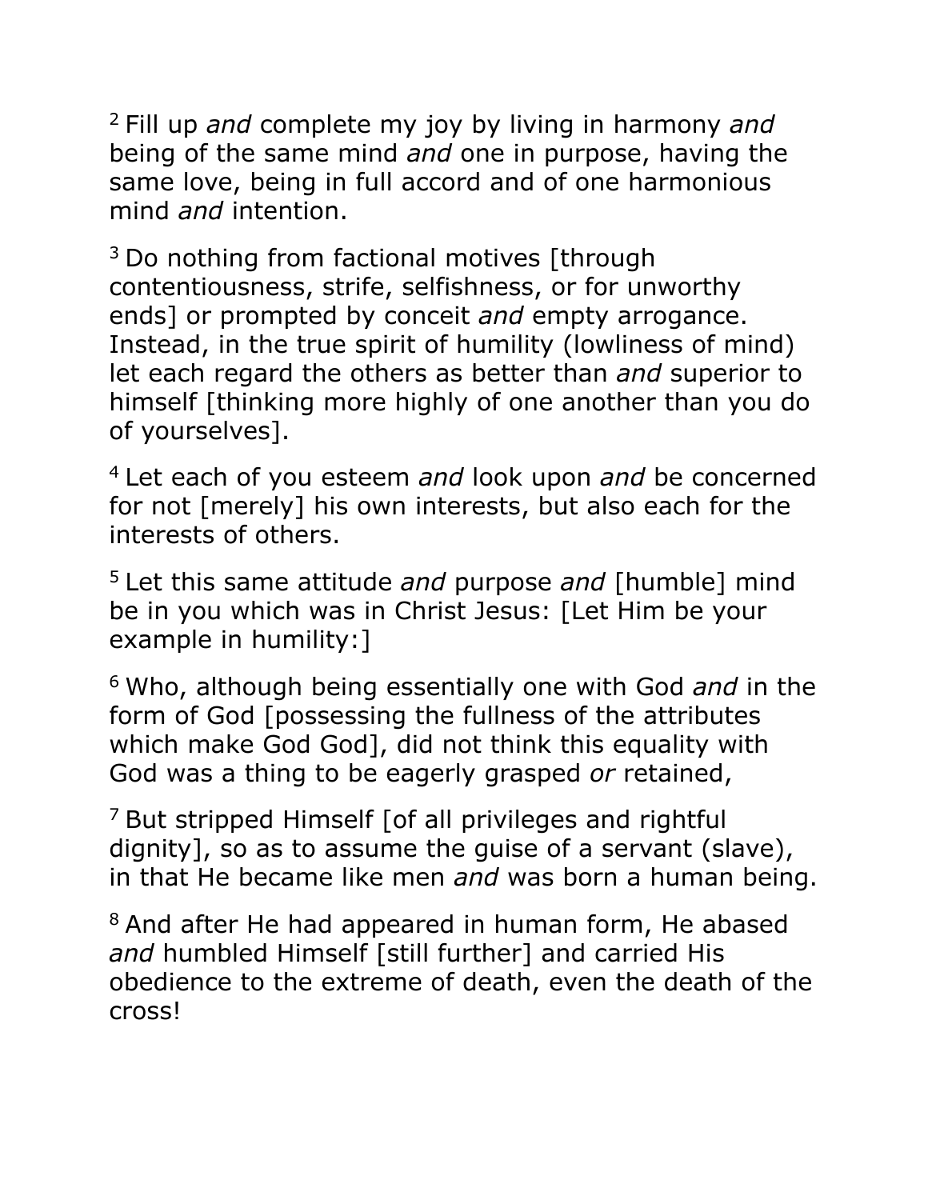[2] Fill up *and* complete my joy by living in harmony *and* being of the same mind *and* one in purpose, having the same love, being in full accord and of one harmonious mind *and* intention.

[3] Do nothing from factional motives [through contentiousness, strife, selfishness, or for unworthy ends] or prompted by conceit *and* empty arrogance. Instead, in the true spirit of humility (lowliness of mind) let each regard the others as better than *and* superior to himself [thinking more highly of one another than you do of yourselves].

[4] Let each of you esteem *and* look upon *and* be concerned for not [merely] his own interests, but also each for the interests of others.

[5] Let this same attitude *and* purpose *and* [humble] mind be in you which was in Christ Jesus: [Let Him be your example in humility:]

[6] Who, although being essentially one with God *and* in the form of God [possessing the fullness of the attributes which make God God], did not think this equality with God was a thing to be eagerly grasped *or* retained,

[7] But stripped Himself [of all privileges and rightful dignity], so as to assume the guise of a servant (slave), in that He became like men *and* was born a human being.

[8] And after He had appeared in human form, He abased *and* humbled Himself [still further] and carried His obedience to the extreme of death, even the death of the cross!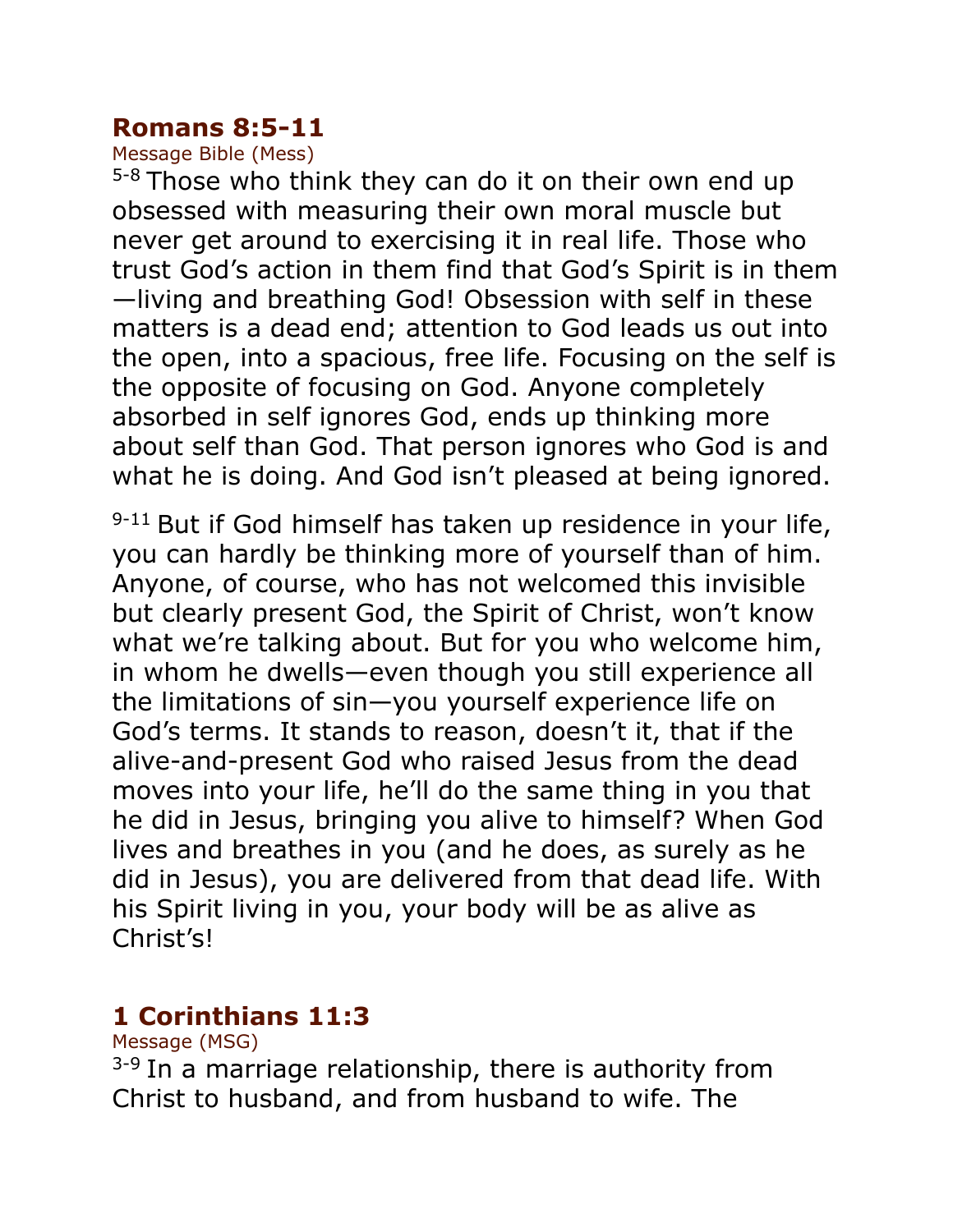## Romans 8:5-11

Message Bible (Mess)

[5-8] Those who think they can do it on their own end up obsessed with measuring their own moral muscle but never get around to exercising it in real life. Those who trust God's action in them find that God's Spirit is in them—living and breathing God! Obsession with self in these matters is a dead end; attention to God leads us out into the open, into a spacious, free life. Focusing on the self is the opposite of focusing on God. Anyone completely absorbed in self ignores God, ends up thinking more about self than God. That person ignores who God is and what he is doing. And God isn't pleased at being ignored.

[9-11] But if God himself has taken up residence in your life, you can hardly be thinking more of yourself than of him. Anyone, of course, who has not welcomed this invisible but clearly present God, the Spirit of Christ, won't know what we're talking about. But for you who welcome him, in whom he dwells—even though you still experience all the limitations of sin—you yourself experience life on God's terms. It stands to reason, doesn't it, that if the alive-and-present God who raised Jesus from the dead moves into your life, he'll do the same thing in you that he did in Jesus, bringing you alive to himself? When God lives and breathes in you (and he does, as surely as he did in Jesus), you are delivered from that dead life. With his Spirit living in you, your body will be as alive as Christ's!

## 1 Corinthians 11:3

Message (MSG)

[3-9] In a marriage relationship, there is authority from Christ to husband, and from husband to wife. The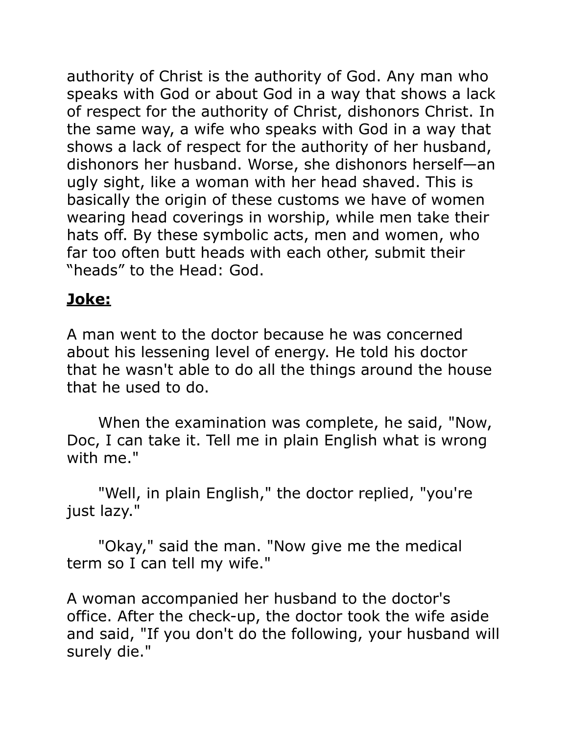authority of Christ is the authority of God. Any man who speaks with God or about God in a way that shows a lack of respect for the authority of Christ, dishonors Christ. In the same way, a wife who speaks with God in a way that shows a lack of respect for the authority of her husband, dishonors her husband. Worse, she dishonors herself—an ugly sight, like a woman with her head shaved. This is basically the origin of these customs we have of women wearing head coverings in worship, while men take their hats off. By these symbolic acts, men and women, who far too often butt heads with each other, submit their "heads" to the Head: God.

**Joke:**

A man went to the doctor because he was concerned about his lessening level of energy. He told his doctor that he wasn't able to do all the things around the house that he used to do.

When the examination was complete, he said, "Now, Doc, I can take it. Tell me in plain English what is wrong with me."

"Well, in plain English," the doctor replied, "you're just lazy."

"Okay," said the man. "Now give me the medical term so I can tell my wife."

A woman accompanied her husband to the doctor's office. After the check-up, the doctor took the wife aside and said, "If you don't do the following, your husband will surely die."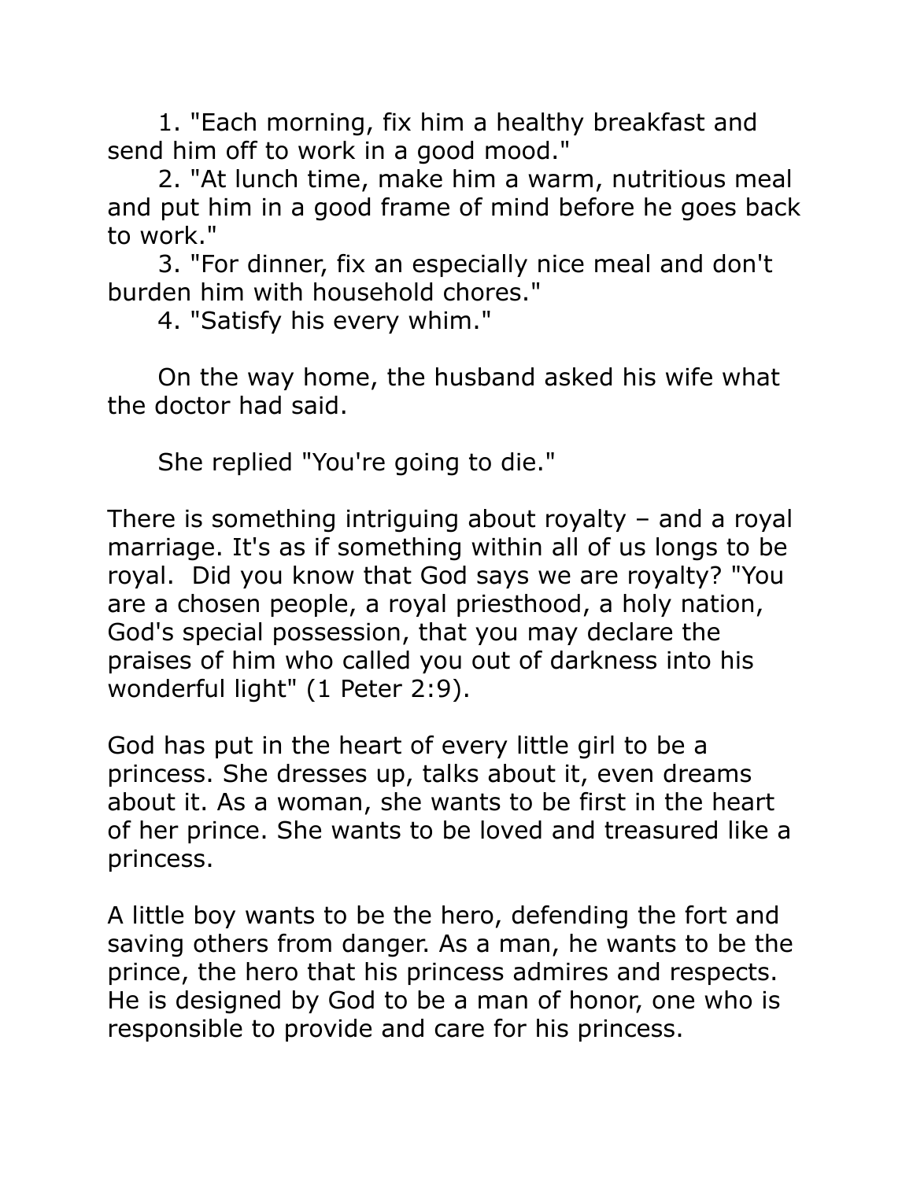1. "Each morning, fix him a healthy breakfast and send him off to work in a good mood."
2. "At lunch time, make him a warm, nutritious meal and put him in a good frame of mind before he goes back to work."
3. "For dinner, fix an especially nice meal and don't burden him with household chores."
4. "Satisfy his every whim."

On the way home, the husband asked his wife what the doctor had said.

She replied "You're going to die."

There is something intriguing about royalty – and a royal marriage. It's as if something within all of us longs to be royal. Did you know that God says we are royalty? "You are a chosen people, a royal priesthood, a holy nation, God's special possession, that you may declare the praises of him who called you out of darkness into his wonderful light" (1 Peter 2:9).

God has put in the heart of every little girl to be a princess. She dresses up, talks about it, even dreams about it. As a woman, she wants to be first in the heart of her prince. She wants to be loved and treasured like a princess.

A little boy wants to be the hero, defending the fort and saving others from danger. As a man, he wants to be the prince, the hero that his princess admires and respects. He is designed by God to be a man of honor, one who is responsible to provide and care for his princess.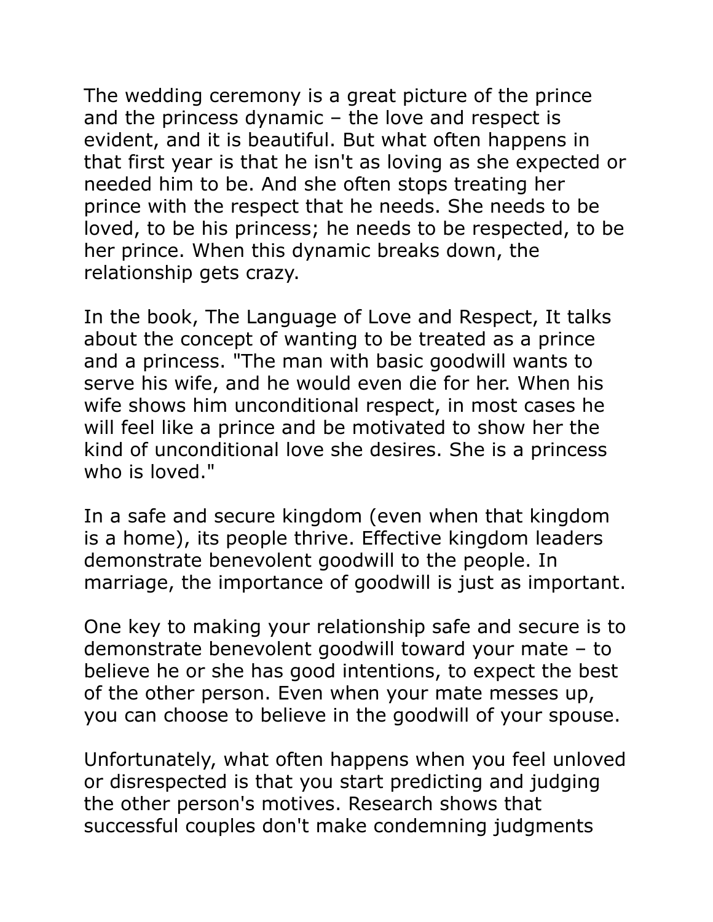The wedding ceremony is a great picture of the prince and the princess dynamic – the love and respect is evident, and it is beautiful. But what often happens in that first year is that he isn't as loving as she expected or needed him to be. And she often stops treating her prince with the respect that he needs. She needs to be loved, to be his princess; he needs to be respected, to be her prince. When this dynamic breaks down, the relationship gets crazy.

In the book, The Language of Love and Respect, It talks about the concept of wanting to be treated as a prince and a princess. "The man with basic goodwill wants to serve his wife, and he would even die for her. When his wife shows him unconditional respect, in most cases he will feel like a prince and be motivated to show her the kind of unconditional love she desires. She is a princess who is loved."

In a safe and secure kingdom (even when that kingdom is a home), its people thrive. Effective kingdom leaders demonstrate benevolent goodwill to the people. In marriage, the importance of goodwill is just as important.

One key to making your relationship safe and secure is to demonstrate benevolent goodwill toward your mate – to believe he or she has good intentions, to expect the best of the other person. Even when your mate messes up, you can choose to believe in the goodwill of your spouse.

Unfortunately, what often happens when you feel unloved or disrespected is that you start predicting and judging the other person's motives. Research shows that successful couples don't make condemning judgments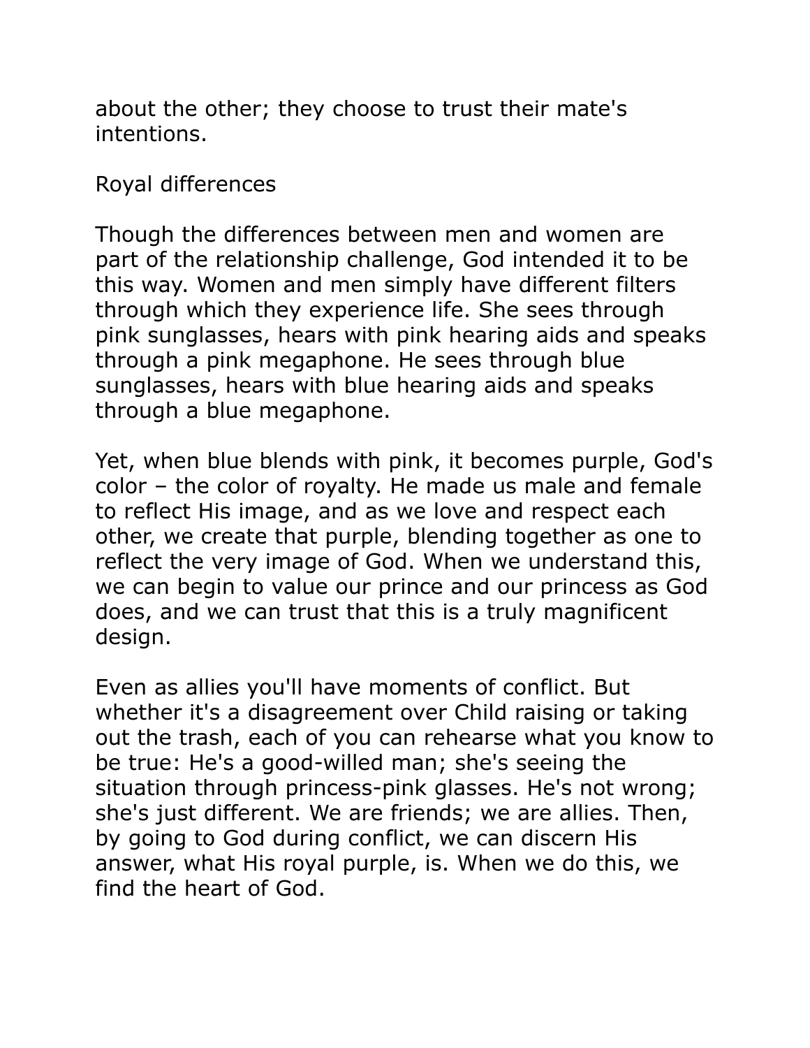about the other; they choose to trust their mate's intentions.

## Royal differences

Though the differences between men and women are part of the relationship challenge, God intended it to be this way. Women and men simply have different filters through which they experience life. She sees through pink sunglasses, hears with pink hearing aids and speaks through a pink megaphone. He sees through blue sunglasses, hears with blue hearing aids and speaks through a blue megaphone.

Yet, when blue blends with pink, it becomes purple, God's color – the color of royalty. He made us male and female to reflect His image, and as we love and respect each other, we create that purple, blending together as one to reflect the very image of God. When we understand this, we can begin to value our prince and our princess as God does, and we can trust that this is a truly magnificent design.

Even as allies you'll have moments of conflict. But whether it's a disagreement over Child raising or taking out the trash, each of you can rehearse what you know to be true: He's a good-willed man; she's seeing the situation through princess-pink glasses. He's not wrong; she's just different. We are friends; we are allies. Then, by going to God during conflict, we can discern His answer, what His royal purple, is. When we do this, we find the heart of God.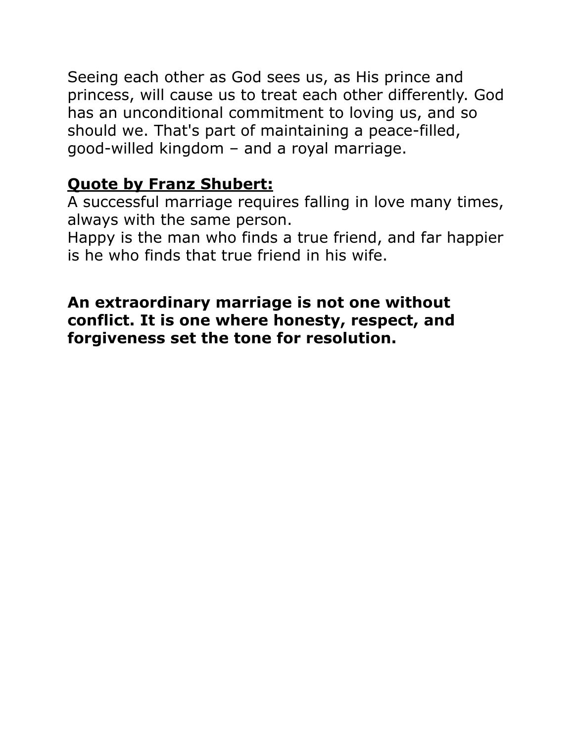Seeing each other as God sees us, as His prince and princess, will cause us to treat each other differently. God has an unconditional commitment to loving us, and so should we. That's part of maintaining a peace-filled, good-willed kingdom – and a royal marriage.

**<u>Quote by Franz Shubert:</u>**
A successful marriage requires falling in love many times, always with the same person.
Happy is the man who finds a true friend, and far happier is he who finds that true friend in his wife.

**An extraordinary marriage is not one without conflict. It is one where honesty, respect, and forgiveness set the tone for resolution.**